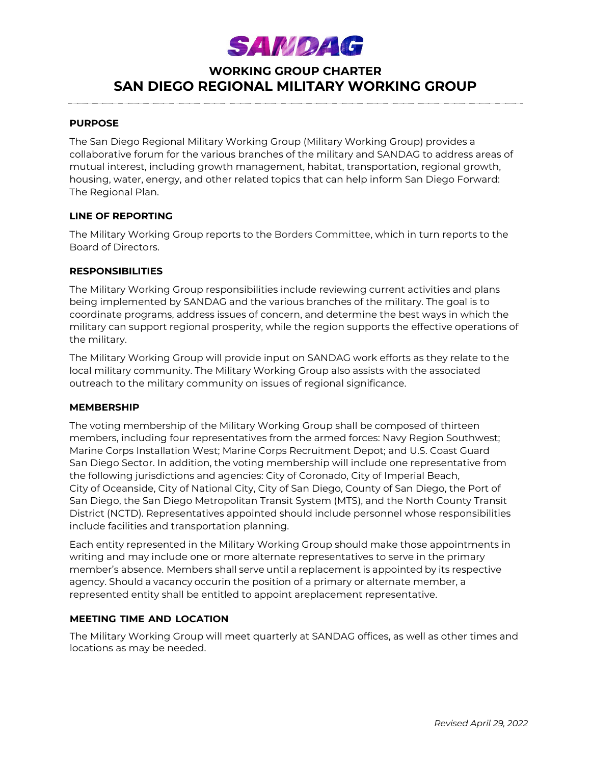# SANDAG

## WORKING GROUP CHARTER
## SAN DIEGO REGIONAL MILITARY WORKING GROUP

### PURPOSE

The San Diego Regional Military Working Group (Military Working Group) provides a collaborative forum for the various branches of the military and SANDAG to address areas of mutual interest, including growth management, habitat, transportation, regional growth, housing, water, energy, and other related topics that can help inform San Diego Forward: The Regional Plan.

### LINE OF REPORTING

The Military Working Group reports to the Borders Committee, which in turn reports to the Board of Directors.

### RESPONSIBILITIES

The Military Working Group responsibilities include reviewing current activities and plans being implemented by SANDAG and the various branches of the military. The goal is to coordinate programs, address issues of concern, and determine the best ways in which the military can support regional prosperity, while the region supports the effective operations of the military.

The Military Working Group will provide input on SANDAG work efforts as they relate to the local military community. The Military Working Group also assists with the associated outreach to the military community on issues of regional significance.

### MEMBERSHIP

The voting membership of the Military Working Group shall be composed of thirteen members, including four representatives from the armed forces: Navy Region Southwest; Marine Corps Installation West; Marine Corps Recruitment Depot; and U.S. Coast Guard San Diego Sector. In addition, the voting membership will include one representative from the following jurisdictions and agencies: City of Coronado, City of Imperial Beach, City of Oceanside, City of National City, City of San Diego, County of San Diego, the Port of San Diego, the San Diego Metropolitan Transit System (MTS), and the North County Transit District (NCTD). Representatives appointed should include personnel whose responsibilities include facilities and transportation planning.

Each entity represented in the Military Working Group should make those appointments in writing and may include one or more alternate representatives to serve in the primary member's absence. Members shall serve until a replacement is appointed by its respective agency. Should a vacancy occurin the position of a primary or alternate member, a represented entity shall be entitled to appoint areplacement representative.

### MEETING TIME AND LOCATION

The Military Working Group will meet quarterly at SANDAG offices, as well as other times and locations as may be needed.

*Revised April 29, 2022*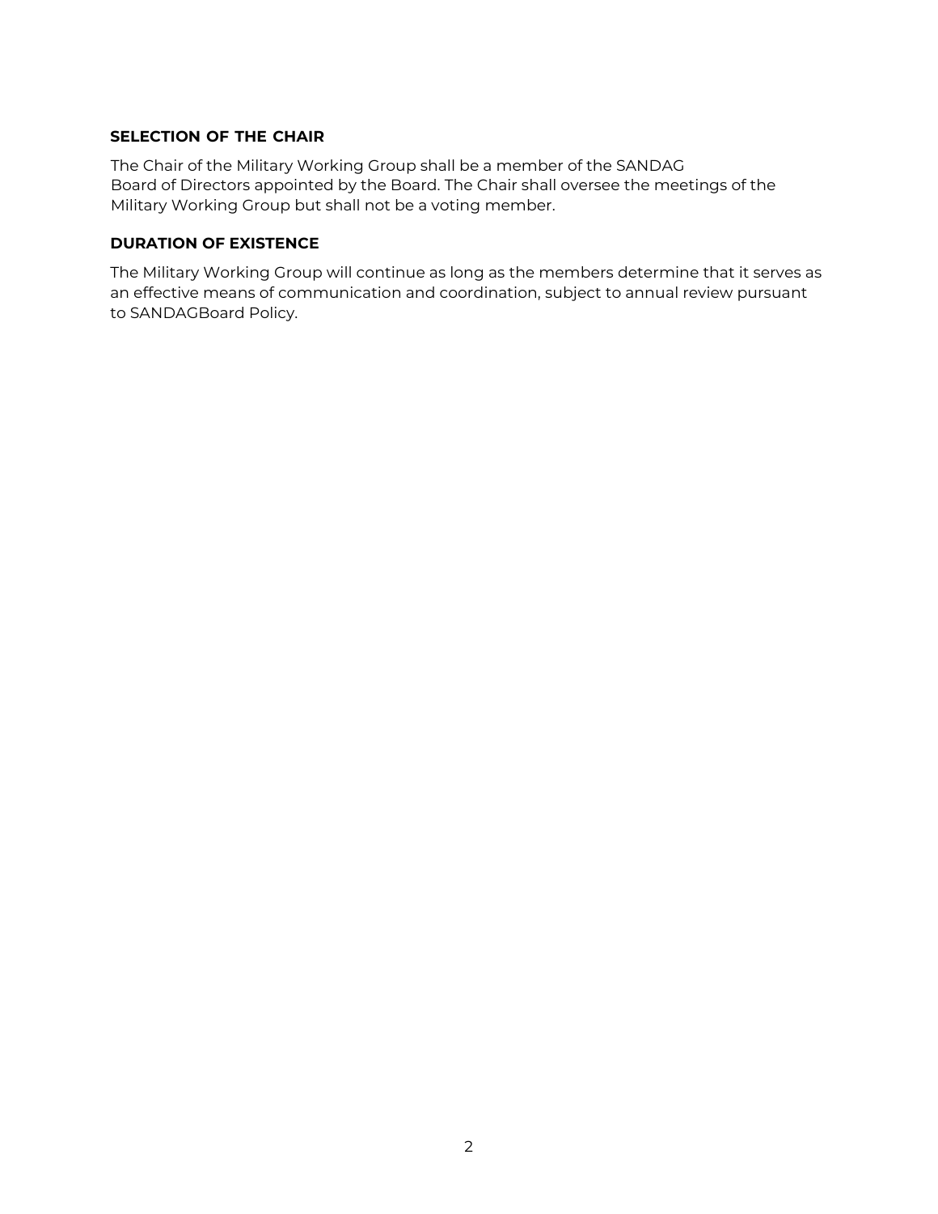### SELECTION OF THE CHAIR

The Chair of the Military Working Group shall be a member of the SANDAG Board of Directors appointed by the Board. The Chair shall oversee the meetings of the Military Working Group but shall not be a voting member.

### DURATION OF EXISTENCE

The Military Working Group will continue as long as the members determine that it serves as an effective means of communication and coordination, subject to annual review pursuant to SANDAGBoard Policy.